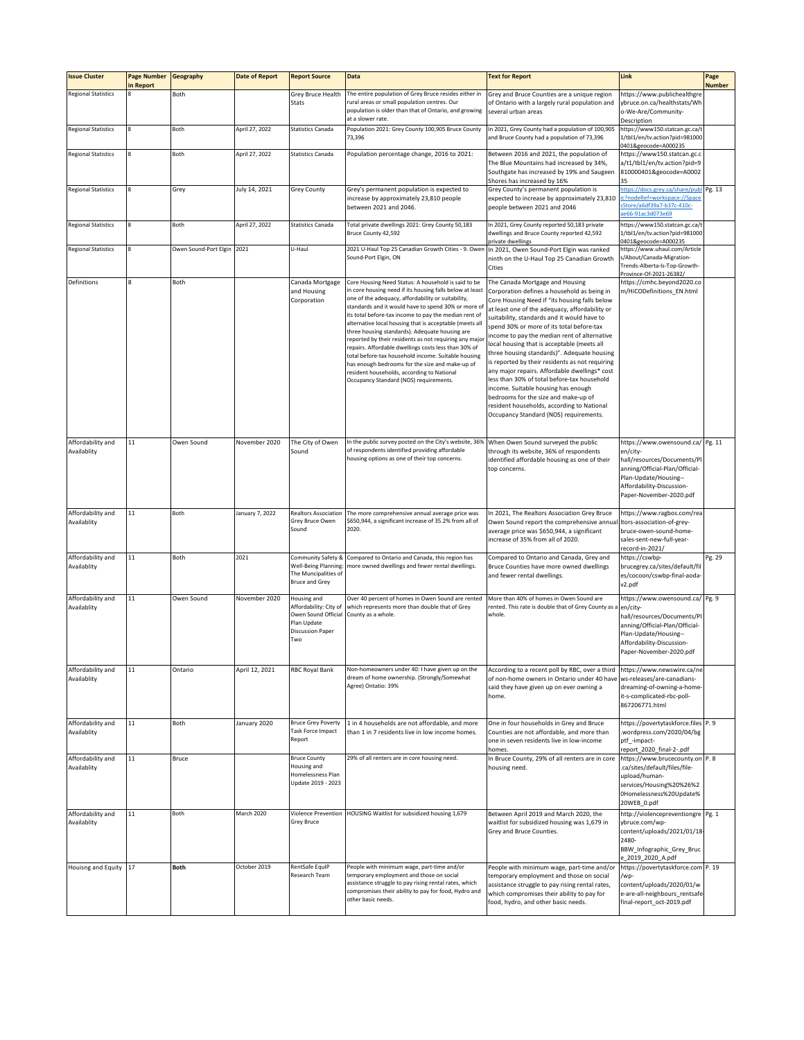| Issue Cluster | Page Number in Report | Geography | Date of Report | Report Source | Data | Text for Report | Link | Page Number |
|---|---|---|---|---|---|---|---|---|
| Regional Statistics | 8 | Both | | Grey Bruce Health Stats | The entire population of Grey Bruce resides either in rural areas or small population centres. Our population is older than that of Ontario, and growing at a slower rate. | Grey and Bruce Counties are a unique region of Ontario with a largely rural population and several urban areas | https://www.publichealthgreybruce.on.ca/healthstats/Who-We-Are/Community-Description | |
| Regional Statistics | 8 | Both | April 27, 2022 | Statistics Canada | Population 2021: Grey County 100,905 Bruce County 73,396 | In 2021, Grey County had a population of 100,905 and Bruce County had a population of 73,396 | https://www150.statcan.gc.ca/t1/tbl1/en/tv.action?pid=9810000401&geocode=A000235 | |
| Regional Statistics | 8 | Both | April 27, 2022 | Statistics Canada | Population percentage change, 2016 to 2021: | Between 2016 and 2021, the population of The Blue Mountains had increased by 34%, Southgate has increased by 19% and Saugeen Shores has increased by 16% | https://www150.statcan.gc.ca/t1/tbl1/en/tv.action?pid=9810000401&geocode=A000235 | |
| Regional Statistics | 8 | Grey | July 14, 2021 | Grey County | Grey's permanent population is expected to increase by approximately 23,810 people between 2021 and 2046. | Grey County's permanent population is expected to increase by approximately 23,810 people between 2021 and 2046 | https://docs.grey.ca/share/public?nodeRef=workspace://SpacesStore/a6df39a7-b37c-410c-ae66-91ac3d073e69 | Pg. 13 |
| Regional Statistics | 8 | Both | April 27, 2022 | Statistics Canada | Total private dwellings 2021: Grey County 50,183 Bruce County 42,592 | In 2021, Grey County reported 50,183 private dwellings and Bruce County reported 42,592 private dwellings | https://www150.statcan.gc.ca/t1/tbl1/en/tv.action?pid=9810000401&geocode=A000235 | |
| Regional Statistics | 8 | Owen Sound-Port Elgin | 2021 | U-Haul | 2021 U-Haul Top 25 Canadian Growth Cities - 9. Owen Sound-Port Elgin, ON | In 2021, Owen Sound-Port Elgin was ranked ninth on the U-Haul Top 25 Canadian Growth Cities | https://www.uhaul.com/Articles/About/Canada-Migration-Trends-Alberta-Is-Top-Growth-Province-Of-2021-26382/ | |
| Definitions | 8 | Both | | Canada Mortgage and Housing Corporation | Core Housing Need Status: A household is said to be in core housing need if its housing falls below at least one of the adequacy, affordability or suitability, standards and it would have to spend 30% or more of its total before-tax income to pay the median rent of alternative local housing that is acceptable (meets all three housing standards). Adequate housing are reported by their residents as not requiring any major repairs. Affordable dwellings costs less than 30% of total before-tax household income. Suitable housing has enough bedrooms for the size and make-up of resident households, according to National Occupancy Standard (NOS) requirements. | The Canada Mortgage and Housing Corporation defines a household as being in Core Housing Need if "its housing falls below at least one of the adequacy, affordability or suitability, standards and it would have to spend 30% or more of its total before-tax income to pay the median rent of alternative local housing that is acceptable (meets all three housing standards)". Adequate housing is reported by their residents as not requiring any major repairs. Affordable dwellings* cost less than 30% of total before-tax household income. Suitable housing has enough bedrooms for the size and make-up of resident households, according to National Occupancy Standard (NOS) requirements. | https://cmhc.beyond2020.com/HiCODefinitions_EN.html | |
| Affordability and Availablity | 11 | Owen Sound | November 2020 | The City of Owen Sound | In the public survey posted on the City's website, 36% of respondents identified providing affordable housing options as one of their top concerns. | When Owen Sound surveyed the public through its website, 36% of respondents identified affordable housing as one of their top concerns. | https://www.owensound.ca/en/city-hall/resources/Documents/Planning/Official-Plan/Official-Plan-Update/Housing--Affordability-Discussion-Paper-November-2020.pdf | Pg. 11 |
| Affordability and Availablity | 11 | Both | January 7, 2022 | Realtors Association Grey Bruce Owen Sound | The more comprehensive annual average price was $650,944, a significant increase of 35.2% from all of 2020. | In 2021, The Realtors Association Grey Bruce Owen Sound report the comprehensive annual average price was $650,944, a significant increase of 35% from all of 2020. | https://www.ragbos.com/realtors-association-of-grey-bruce-owen-sound-home-sales-sent-new-full-year-record-in-2021/ | |
| Affordability and Availablity | 11 | Both | 2021 | Community Safety & Well-Being Planning: The Muncipalities of Bruce and Grey | Compared to Ontario and Canada, this region has more owned dwellings and fewer rental dwellings. | Compared to Ontario and Canada, Grey and Bruce Counties have more owned dwellings and fewer rental dwellings. | https://cswbp-brucegrey.ca/sites/default/files/cocoon/cswbp-final-aoda-v2.pdf | Pg. 29 |
| Affordability and Availablity | 11 | Owen Sound | November 2020 | Housing and Affordability: City of Owen Sound Official Plan Update Discussion Paper Two | Over 40 percent of homes in Owen Sound are rented which represents more than double that of Grey County as a whole. | More than 40% of homes in Owen Sound are rented. This rate is double that of Grey County as a whole. | https://www.owensound.ca/en/city-hall/resources/Documents/Planning/Official-Plan/Official-Plan-Update/Housing--Affordability-Discussion-Paper-November-2020.pdf | Pg. 9 |
| Affordability and Availablity | 11 | Ontario | April 12, 2021 | RBC Royal Bank | Non-homeowners under 40: I have given up on the dream of home ownership. (Strongly/Somewhat Agree) Ontatio: 39% | According to a recent poll by RBC, over a third of non-home owners in Ontario under 40 have said they have given up on ever owning a home. | https://www.newswire.ca/news-releases/are-canadians-dreaming-of-owning-a-home-it-s-complicated-rbc-poll-867206771.html | |
| Affordability and Availablity | 11 | Both | January 2020 | Bruce Grey Poverty Task Force Impact Report | 1 in 4 households are not affordable, and more than 1 in 7 residents live in low income homes. | One in four households in Grey and Bruce Counties are not affordable, and more than one in seven residents live in low-income homes. | https://povertytaskforce.files.wordpress.com/2020/04/bgptf_-impact-report_2020_final-2-.pdf | P. 9 |
| Affordability and Availablity | 11 | Bruce | | Bruce County Housing and Homelessness Plan Update 2019 - 2023 | 29% of all renters are in core housing need. | In Bruce County, 29% of all renters are in core housing need. | https://www.brucecounty.on.ca/sites/default/files/file-upload/human-services/Housing%20%26%20Homelessness%20Update%20WEB_0.pdf | P. 8 |
| Affordability and Availablity | 11 | Both | March 2020 | Violence Prevention Grey Bruce | HOUSING Waitlist for subsidized housing 1,679 | Between April 2019 and March 2020, the waitlist for subsidized housing was 1,679 in Grey and Bruce Counties. | http://violencepreventiongreybruce.com/wp-content/uploads/2021/01/18-2480-BBW_Infographic_Grey_Bruce_2019_2020_A.pdf | Pg. 1 |
| Houisng and Equity | 17 | **Both** | October 2019 | RentSafe EquIP Research Team | People with minimum wage, part-time and/or temporary employment and those on social assistance struggle to pay rising rental rates, which compromises their ability to pay for food, Hydro and other basic needs. | People with minimum wage, part-time and/or temporary employment and those on social assistance struggle to pay rising rental rates, which compromises their ability to pay for food, hydro, and other basic needs. | https://povertytaskforce.com/wp-content/uploads/2020/01/we-are-all-neighbours_rentsafe-final-report_oct-2019.pdf | P. 19 |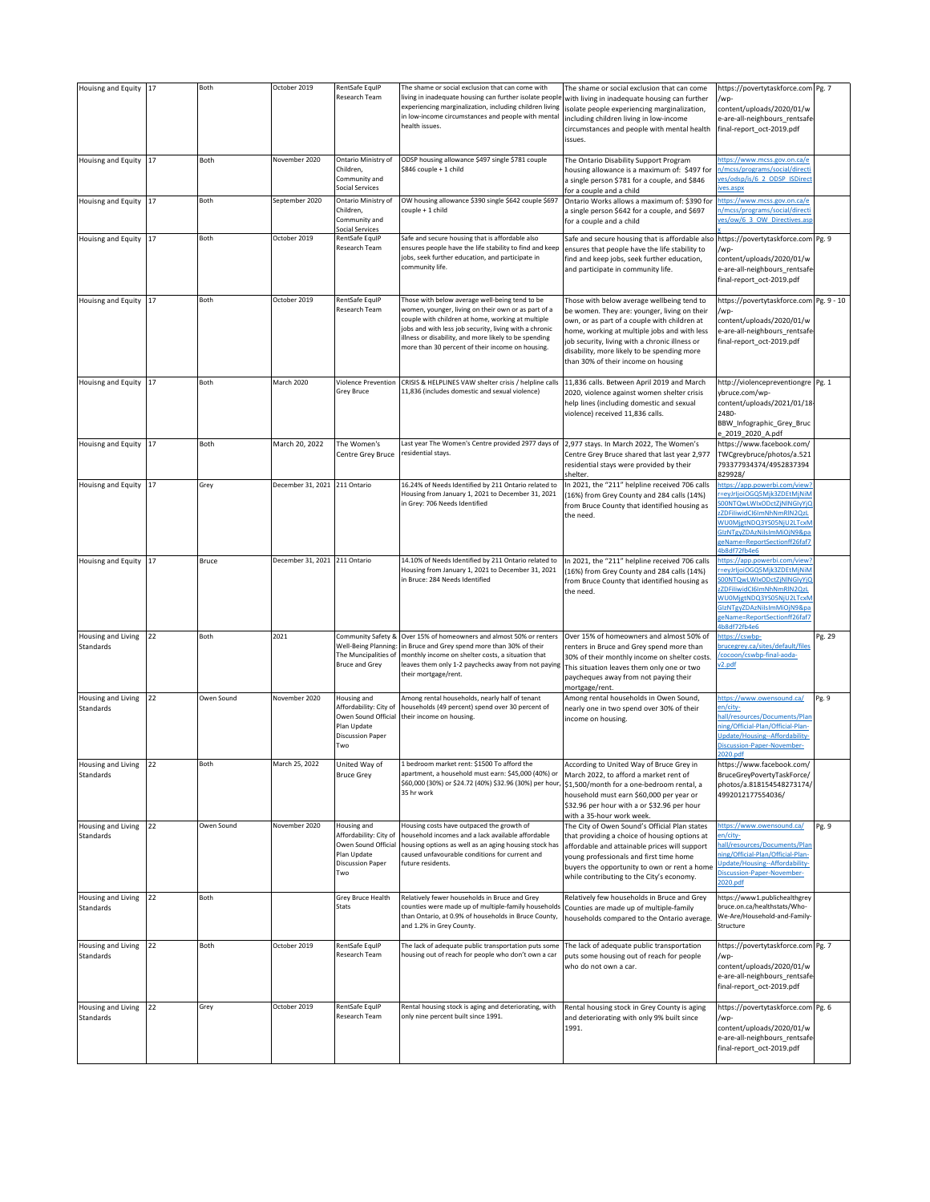| | | | | | | | | |
|---|---|---|---|---|---|---|---|---|
| Houisng and Equity | 17 | Both | October 2019 | RentSafe EquIP Research Team | The shame or social exclusion that can come with living in inadequate housing can further isolate people experiencing marginalization, including children living in low-income circumstances and people with mental health issues. | The shame or social exclusion that can come with living in inadequate housing can further isolate people experiencing marginalization, including children living in low-income circumstances and people with mental health issues. | https://povertytaskforce.com/wp-content/uploads/2020/01/we-are-all-neighbours_rentsafe-final-report_oct-2019.pdf | Pg. 7 |
| Houisng and Equity | 17 | Both | November 2020 | Ontario Ministry of Children, Community and Social Services | ODSP housing allowance $497 single $781 couple $846 couple + 1 child | The Ontario Disability Support Program housing allowance is a maximum of: $497 for a single person $781 for a couple, and $846 for a couple and a child | https://www.mcss.gov.on.ca/en/mcss/programs/social/directives/odsp/is/6_2_ODSP_ISDirectives.aspx | |
| Houisng and Equity | 17 | Both | September 2020 | Ontario Ministry of Children, Community and Social Services | OW housing allowance $390 single $642 couple $697 couple + 1 child | Ontario Works allows a maximum of: $390 for a single person $642 for a couple, and $697 for a couple and a child | https://www.mcss.gov.on.ca/en/mcss/programs/social/directives/ow/6_3_OW_Directives.aspx | |
| Houisng and Equity | 17 | Both | October 2019 | RentSafe EquIP Research Team | Safe and secure housing that is affordable also ensures people have the life stability to find and keep jobs, seek further education, and participate in community life. | Safe and secure housing that is affordable also ensures that people have the life stability to find and keep jobs, seek further education, and participate in community life. | https://povertytaskforce.com/wp-content/uploads/2020/01/we-are-all-neighbours_rentsafe-final-report_oct-2019.pdf | Pg. 9 |
| Houisng and Equity | 17 | Both | October 2019 | RentSafe EquIP Research Team | Those with below average well-being tend to be women, younger, living on their own or as part of a couple with children at home, working at multiple jobs and with less job security, living with a chronic illness or disability, and more likely to be spending more than 30 percent of their income on housing. | Those with below average wellbeing tend to be women. They are: younger, living on their own, or as part of a couple with children at home, working at multiple jobs and with less job security, living with a chronic illness or disability, more likely to be spending more than 30% of their income on housing | https://povertytaskforce.com/wp-content/uploads/2020/01/we-are-all-neighbours_rentsafe-final-report_oct-2019.pdf | Pg. 9 - 10 |
| Houisng and Equity | 17 | Both | March 2020 | Violence Prevention Grey Bruce | CRISIS & HELPLINES VAW shelter crisis / helpline calls 11,836 (includes domestic and sexual violence) | 11,836 calls. Between April 2019 and March 2020, violence against women shelter crisis help lines (including domestic and sexual violence) received 11,836 calls. | http://violencepreventiongreybruce.com/wp-content/uploads/2021/01/18-2480-BBW_Infographic_Grey_Bruce_2019_2020_A.pdf | Pg. 1 |
| Houisng and Equity | 17 | Both | March 20, 2022 | The Women's Centre Grey Bruce | Last year The Women's Centre provided 2977 days of residential stays. | 2,977 stays. In March 2022, The Women's Centre Grey Bruce shared that last year 2,977 residential stays were provided by their shelter. | https://www.facebook.com/TWCgreybruce/photos/a.521793377934374/4952837394829928/ | |
| Houisng and Equity | 17 | Grey | December 31, 2021 | 211 Ontario | 16.24% of Needs Identified by 211 Ontario related to Housing from January 1, 2021 to December 31, 2021 in Grey: 706 Needs Identified | In 2021, the "211" helpline received 706 calls (16%) from Grey County and 284 calls (14%) from Bruce County that identified housing as the need. | https://app.powerbi.com/view?r=eyJrIjoiOGQ5Mjk3ZDEtMjNiMS00NTQwLWIxODctZjNlNGIyYjQzZDFiIiwidCI6ImNhNmRlN2QzLWU0MjgtNDQ3YS05NjU2LTcxMGIzNTgyZDAzNiIsImMiOjN9&pageName=ReportSectionff26faf74b8df72fb4e6 | |
| Houisng and Equity | 17 | Bruce | December 31, 2021 | 211 Ontario | 14.10% of Needs Identified by 211 Ontario related to Housing from January 1, 2021 to December 31, 2021 in Bruce: 284 Needs Identified | In 2021, the "211" helpline received 706 calls (16%) from Grey County and 284 calls (14%) from Bruce County that identified housing as the need. | https://app.powerbi.com/view?r=eyJrIjoiOGQ5Mjk3ZDEtMjNiMS00NTQwLWIxODctZjNlNGIyYjQzZDFiIiwidCI6ImNhNmRlN2QzLWU0MjgtNDQ3YS05NjU2LTcxMGIzNTgyZDAzNiIsImMiOjN9&pageName=ReportSectionff26faf74b8df72fb4e6 | |
| Housing and Living Standards | 22 | Both | 2021 | Community Safety & Well-Being Planning: The Muncipalities of Bruce and Grey | Over 15% of homeowners and almost 50% or renters in Bruce and Grey spend more than 30% of their monthly income on shelter costs, a situation that leaves them only 1-2 paychecks away from not paying their mortgage/rent. | Over 15% of homeowners and almost 50% of renters in Bruce and Grey spend more than 30% of their monthly income on shelter costs. This situation leaves them only one or two paycheques away from not paying their mortgage/rent. | https://cswbp-brucegrey.ca/sites/default/files/cocoon/cswbp-final-aoda-v2.pdf | Pg. 29 |
| Housing and Living Standards | 22 | Owen Sound | November 2020 | Housing and Affordability: City of Owen Sound Official Plan Update Discussion Paper Two | Among rental households, nearly half of tenant households (49 percent) spend over 30 percent of their income on housing. | Among rental households in Owen Sound, nearly one in two spend over 30% of their income on housing. | https://www.owensound.ca/en/city-hall/resources/Documents/Planning/Official-Plan/Official-Plan-Update/Housing--Affordability-Discussion-Paper-November-2020.pdf | Pg. 9 |
| Housing and Living Standards | 22 | Both | March 25, 2022 | United Way of Bruce Grey | 1 bedroom market rent: $1500 To afford the apartment, a household must earn: $45,000 (40%) or $60,000 (30%) per year or $24.72 (40%) $32.96 (30%) per hour, 35 hr work | According to United Way of Bruce Grey in March 2022, to afford a market rent of $1,500/month for a one-bedroom rental, a household must earn $60,000 per year or $32.96 per hour with a or $32.96 per hour with a 35-hour work week. | https://www.facebook.com/BruceGreyPovertyTaskForce/photos/a.818154548273174/4992012177554036/ | |
| Housing and Living Standards | 22 | Owen Sound | November 2020 | Housing and Affordability: City of Owen Sound Official Plan Update Discussion Paper Two | Housing costs have outpaced the growth of household incomes and a lack available affordable housing options as well as an aging housing stock has caused unfavourable conditions for current and future residents. | The City of Owen Sound's Official Plan states that providing a choice of housing options at affordable and attainable prices will support young professionals and first time home buyers the opportunity to own or rent a home while contributing to the City's economy. | https://www.owensound.ca/en/city-hall/resources/Documents/Planning/Official-Plan/Official-Plan-Update/Housing--Affordability-Discussion-Paper-November-2020.pdf | Pg. 9 |
| Housing and Living Standards | 22 | Both | | Grey Bruce Health Stats | Relatively fewer households in Bruce and Grey counties were made up of multiple-family households than Ontario, at 0.9% of households in Bruce County, and 1.2% in Grey County. | Relatively few households in Bruce and Grey Counties are made up of multiple-family households compared to the Ontario average. | https://www1.publichealthgreybruce.on.ca/healthstats/Who-We-Are/Household-and-Family-Structure | |
| Housing and Living Standards | 22 | Both | October 2019 | RentSafe EquIP Research Team | The lack of adequate public transportation puts some housing out of reach for people who don't own a car | The lack of adequate public transportation puts some housing out of reach for people who do not own a car. | https://povertytaskforce.com/wp-content/uploads/2020/01/we-are-all-neighbours_rentsafe-final-report_oct-2019.pdf | Pg. 7 |
| Housing and Living Standards | 22 | Grey | October 2019 | RentSafe EquIP Research Team | Rental housing stock is aging and deteriorating, with only nine percent built since 1991. | Rental housing stock in Grey County is aging and deteriorating with only 9% built since 1991. | https://povertytaskforce.com/wp-content/uploads/2020/01/we-are-all-neighbours_rentsafe-final-report_oct-2019.pdf | Pg. 6 |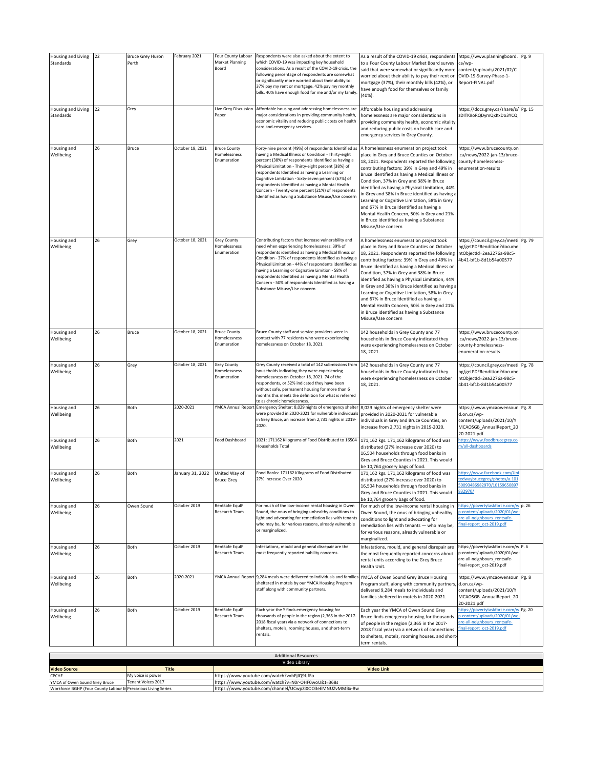| | | | | | | | | |
|---|---|---|---|---|---|---|---|---|
| Housing and Living Standards | 22 | Bruce Grey Huron Perth | February 2021 | Four County Labour Market Planning Board | Respondents were also asked about the extent to which COVID-19 was impacting key household considerations. As a result of the COVID-19 crisis, the following percentage of respondents are somewhat or significantly more worried about their ability to: 37% pay my rent or mortgage. 42% pay my monthly bills. 40% have enough food for me and/or my family. | As a result of the COVID-19 crisis, respondents to a Four County Labour Market Board survey said that were somewhat or significantly more worried about their ability to pay their rent or mortgage (37%), their monthly bills (42%), or have enough food for themselves or family (40%). | https://www.planningboard.ca/wp-content/uploads/2021/02/COVID-19-Survey-Phase-1-Report-FINAL.pdf | Pg. 9 |
| Housing and Living Standards | 22 | Grey | | Live Grey Discussion Paper | Affordable housing and addressing homelessness are major considerations in providing community health, economic vitality and reducing public costs on health care and emergency services. | Affordable housing and addressing homelessness are major considerations in providing community health, economic vitality and reducing public costs on health care and emergency services in Grey County. | https://docs.grey.ca/share/s/zDITK9oRQDymQxKxDo3YCQ | Pg. 15 |
| Housing and Wellbeing | 26 | Bruce | October 18, 2021 | Bruce County Homelessness Enumeration | Forty-nine percent (49%) of respondents Identified as having a Medical Illness or Condition - Thirty-eight percent (38%) of respondents Identified as having a Physical Limitation - Thirty-eight percent (38%) of respondents Identified as having a Learning or Cognitive Limitation - Sixty-seven percent (67%) of respondents Identified as having a Mental Health Concern - Twenty-one percent (21%) of respondents Identified as having a Substance Misuse/Use concern | A homelessness enumeration project took place in Grey and Bruce Counties on October 18, 2021. Respondents reported the following contributing factors: 39% in Grey and 49% in Bruce identified as having a Medical Illness or Condition, 37% in Grey and 38% in Bruce identified as having a Physical Limitation, 44% in Grey and 38% in Bruce identified as having a Learning or Cognitive Limitation, 58% in Grey and 67% in Bruce Identified as having a Mental Health Concern, 50% in Grey and 21% in Bruce identified as having a Substance Misuse/Use concern | https://www.brucecounty.on.ca/news/2022-jan-13/bruce-county-homelessness-enumeration-results | |
| Housing and Wellbeing | 26 | Grey | October 18, 2021 | Grey County Homelessness Enumeration | Contributing factors that increase vulnerability and need when experiencing homelessness: 39% of respondents identified as having a Medical Illness or Condition - 37% of respondents identified as having a Physical Limitation - 44% of respondents identified as having a Learning or Cognative Limition - 58% of respondents Identified as having a Mental Health Concern - 50% of respondents Identified as having a Substance Misuse/Use concern | A homelessness enumeration project took place in Grey and Bruce Counties on October 18, 2021. Respondents reported the following contributing factors: 39% in Grey and 49% in Bruce identified as having a Medical Illness or Condition, 37% in Grey and 38% in Bruce identified as having a Physical Limitation, 44% in Grey and 38% in Bruce identified as having a Learning or Cognitive Limitation, 58% in Grey and 67% in Bruce Identified as having a Mental Health Concern, 50% in Grey and 21% in Bruce identified as having a Substance Misuse/Use concern | https://council.grey.ca/meeting/getPDFRendition?documentObjectId=2ea2276a-98c5-4b41-bf1b-8d1b54a00577 | Pg. 79 |
| Housing and Wellbeing | 26 | Bruce | October 18, 2021 | Bruce County Homelessness Enumeration | Bruce County staff and service providers were in contact with 77 residents who were experiencing homelessness on October 18, 2021. | 142 households in Grey County and 77 households in Bruce County indicated they were experiencing homelessness on October 18, 2021. | https://www.brucecounty.on.ca/news/2022-jan-13/bruce-county-homelessness-enumeration-results | |
| Housing and Wellbeing | 26 | Grey | October 18, 2021 | Grey County Homelessness Enumeration | Grey County received a total of 142 submissions from households indicating they were experiencing homelessness on October 18, 2021. 74 of the respondents, or 52% indicated they have been without safe, permanent housing for more than 6 months this meets the definition for what is referred to as chronic homelessness. | 142 households in Grey County and 77 households in Bruce County indicated they were experiencing homelessness on October 18, 2021. | https://council.grey.ca/meeting/getPDFRendition?documentObjectId=2ea2276a-98c5-4b41-bf1b-8d1b54a00577 | Pg. 78 |
| Housing and Wellbeing | 26 | Both | 2020-2021 | YMCA Annual Report | Emergency Shelter: 8,029 nights of emergency shelter were provided in 2020-2021 for vulnerable individuals in Grey Bruce, an increase from 2,731 nights in 2019-2020. | 8,029 nights of emergency shelter were provided in 2020-2021 for vulnerable individuals in Grey and Bruce Counties, an increase from 2,731 nights in 2019-2020. | https://www.ymcaowensound.on.ca/wp-content/uploads/2021/10/YMCAOSGB_AnnualReport_2020-2021.pdf | Pg. 8 |
| Housing and Wellbeing | 26 | Both | 2021 | Food Dashboard | 2021: 171162 Kilograms of Food Distributed to 16504 Households Total | 171,162 kgs. 171,162 kilograms of food was distributed (27% increase over 2020) to 16,504 households through food banks in Grey and Bruce Counties in 2021. This would be 10,764 grocery bags of food. | https://www.foodbrucegrey.com/all-dashboards | |
| Housing and Wellbeing | 26 | Both | January 31, 2022 | United Way of Bruce Grey | Food Banks: 171162 Kilograms of Food Distributed 27% Increase Over 2020 | 171,162 kgs. 171,162 kilograms of food was distributed (27% increase over 2020) to 16,504 households through food banks in Grey and Bruce Counties in 2021. This would be 10,764 grocery bags of food. | https://www.facebook.com/Unitedwaybrucegrey/photos/a.10150093486982970/10159650897832970/ | |
| Housing and Wellbeing | 26 | Owen Sound | October 2019 | RentSafe EquIP Research Team | For much of the low-income rental housing in Owen Sound, the onus of bringing unhealthy conditions to light and advocating for remediation lies with tenants who may be, for various reasons, already vulnerable or marginalized. | For much of the low-income rental housing in Owen Sound, the onus of bringing unhealthy conditions to light and advocating for remediation lies with tenants — who may be, for various reasons, already vulnerable or marginalized. | https://povertytaskforce.com/wp-content/uploads/2020/01/we-are-all-neighbours_rentsafe-final-report_oct-2019.pdf | p. 26 |
| Housing and Wellbeing | 26 | Both | October 2019 | RentSafe EquIP Research Team | Infestations, mould and general disrepair are the most frequently reported hability concerns. | Infestations, mould, and general disrepair are the most frequently reported concerns about rental units according to the Grey Bruce Health Unit. | https://povertytaskforce.com/wp-content/uploads/2020/01/we-are-all-neighbours_rentsafe-final-report_oct-2019.pdf | P. 6 |
| Housing and Wellbeing | 26 | Both | 2020-2021 | YMCA Annual Report | 9,284 meals were delivered to individuals and families sheltered in motels by our YMCA Housing Program staff along with community partners. | YMCA of Owen Sound Grey Bruce Housing Program staff, along with community partners, delivered 9,284 meals to individuals and families sheltered in motels in 2020-2021. | https://www.ymcaowensound.on.ca/wp-content/uploads/2021/10/YMCAOSGB_AnnualReport_2020-2021.pdf | Pg. 8 |
| Housing and Wellbeing | 26 | Both | October 2019 | RentSafe EquIP Research Team | Each year the Y finds emergency housing for thousands of people in the region (2,365 in the 2017-2018 fiscal year) via a network of connections to shelters, motels, rooming houses, and short-term rentals. | Each year the YMCA of Owen Sound Grey Bruce finds emergency housing for thousands of people in the region (2,365 in the 2017-2018 fiscal year) via a network of connections to shelters, motels, rooming houses, and short-term rentals. | https://povertytaskforce.com/wp-content/uploads/2020/01/we-are-all-neighbours_rentsafe-final-report_oct-2019.pdf | Pg. 20 |

**Additional Resources**

**Video Library**

| Video Source | Title | Video Link |
|---|---|---|
| CPCHE | My voice is power | https://www.youtube.com/watch?v=hFjlQ9IJfFo |
| YMCA of Owen Sound Grey Bruce | Tenant Voices 2017 | https://www.youtube.com/watch?v=N0r-OHF0woU&t=368s |
| Workforce BGHP (Four County Labour M | Precarious Living Series | https://www.youtube.com/channel/UCwpZiXOO3eEMNUZvMMBx-Rw |